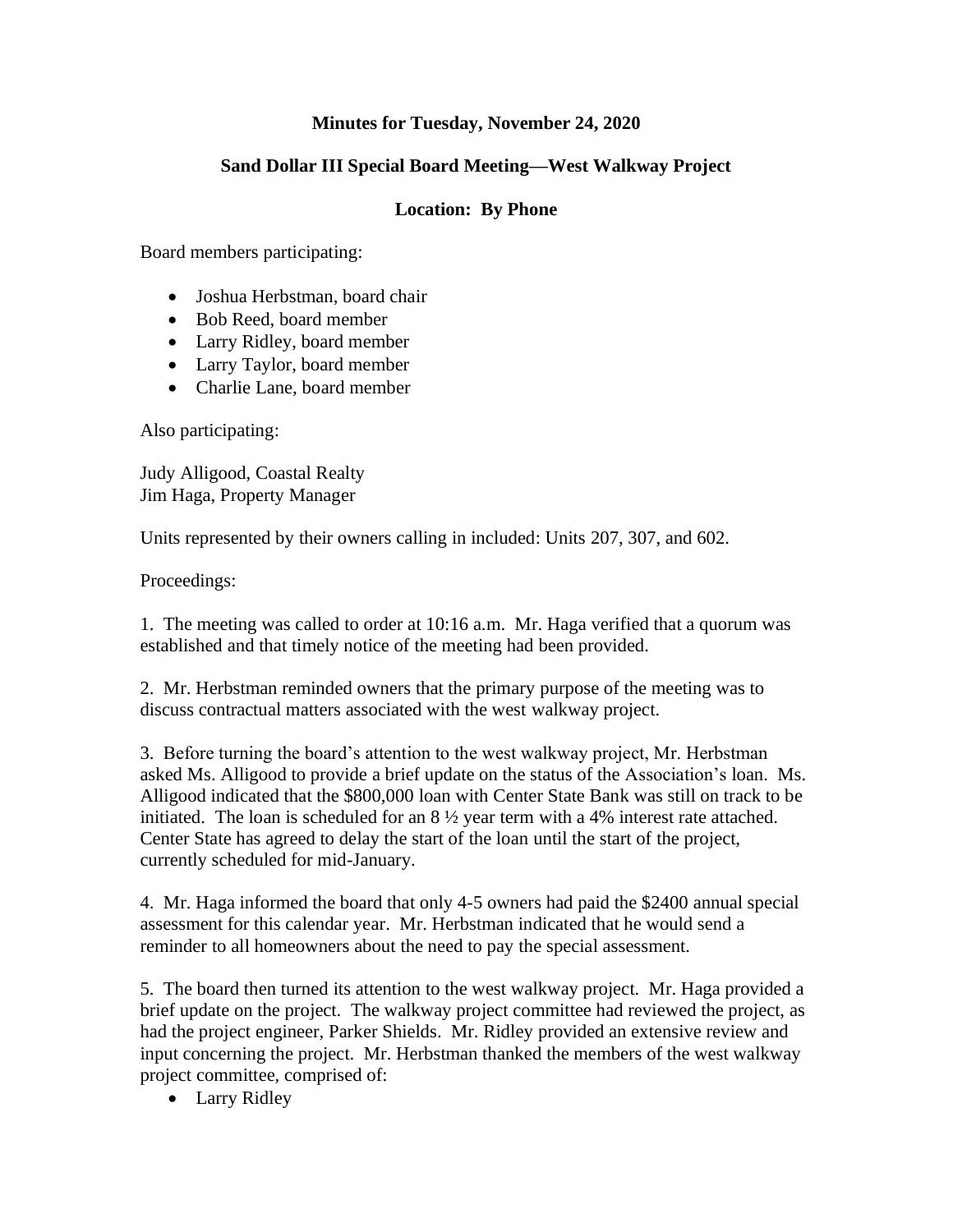**Minutes for Tuesday, November 24, 2020**

**Sand Dollar III Special Board Meeting—West Walkway Project**

**Location: By Phone**

Board members participating:

- Joshua Herbstman, board chair
- Bob Reed, board member
- Larry Ridley, board member
- Larry Taylor, board member
- Charlie Lane, board member

Also participating:

Judy Alligood, Coastal Realty
Jim Haga, Property Manager

Units represented by their owners calling in included: Units 207, 307, and 602.

Proceedings:

1. The meeting was called to order at 10:16 a.m. Mr. Haga verified that a quorum was established and that timely notice of the meeting had been provided.

2. Mr. Herbstman reminded owners that the primary purpose of the meeting was to discuss contractual matters associated with the west walkway project.

3. Before turning the board's attention to the west walkway project, Mr. Herbstman asked Ms. Alligood to provide a brief update on the status of the Association's loan. Ms. Alligood indicated that the $800,000 loan with Center State Bank was still on track to be initiated. The loan is scheduled for an 8 ½ year term with a 4% interest rate attached. Center State has agreed to delay the start of the loan until the start of the project, currently scheduled for mid-January.

4. Mr. Haga informed the board that only 4-5 owners had paid the $2400 annual special assessment for this calendar year. Mr. Herbstman indicated that he would send a reminder to all homeowners about the need to pay the special assessment.

5. The board then turned its attention to the west walkway project. Mr. Haga provided a brief update on the project. The walkway project committee had reviewed the project, as had the project engineer, Parker Shields. Mr. Ridley provided an extensive review and input concerning the project. Mr. Herbstman thanked the members of the west walkway project committee, comprised of:

- Larry Ridley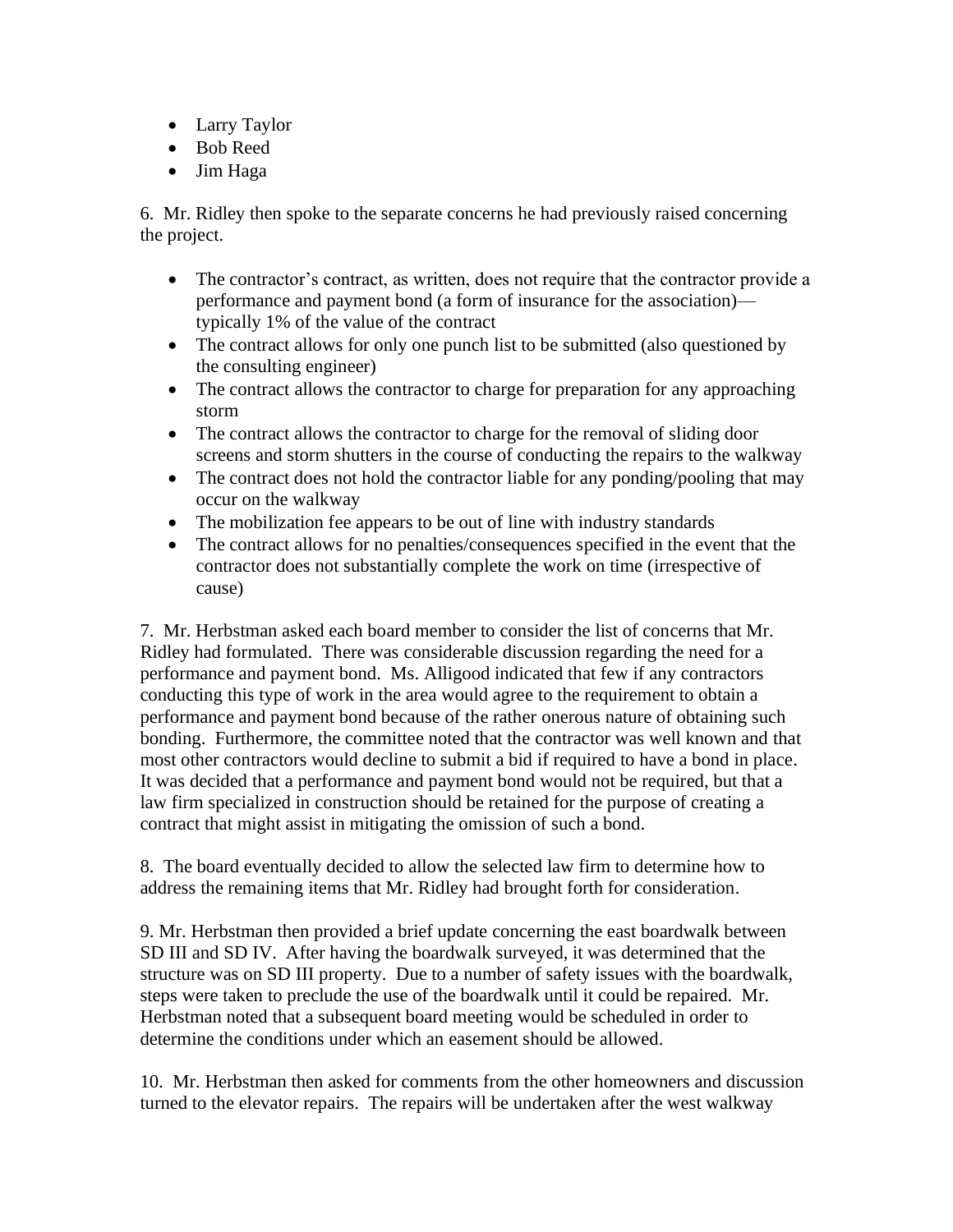- Larry Taylor
- Bob Reed
- Jim Haga

6. Mr. Ridley then spoke to the separate concerns he had previously raised concerning the project.

- The contractor's contract, as written, does not require that the contractor provide a performance and payment bond (a form of insurance for the association)—typically 1% of the value of the contract
- The contract allows for only one punch list to be submitted (also questioned by the consulting engineer)
- The contract allows the contractor to charge for preparation for any approaching storm
- The contract allows the contractor to charge for the removal of sliding door screens and storm shutters in the course of conducting the repairs to the walkway
- The contract does not hold the contractor liable for any ponding/pooling that may occur on the walkway
- The mobilization fee appears to be out of line with industry standards
- The contract allows for no penalties/consequences specified in the event that the contractor does not substantially complete the work on time (irrespective of cause)

7. Mr. Herbstman asked each board member to consider the list of concerns that Mr. Ridley had formulated. There was considerable discussion regarding the need for a performance and payment bond. Ms. Alligood indicated that few if any contractors conducting this type of work in the area would agree to the requirement to obtain a performance and payment bond because of the rather onerous nature of obtaining such bonding. Furthermore, the committee noted that the contractor was well known and that most other contractors would decline to submit a bid if required to have a bond in place. It was decided that a performance and payment bond would not be required, but that a law firm specialized in construction should be retained for the purpose of creating a contract that might assist in mitigating the omission of such a bond.

8. The board eventually decided to allow the selected law firm to determine how to address the remaining items that Mr. Ridley had brought forth for consideration.

9. Mr. Herbstman then provided a brief update concerning the east boardwalk between SD III and SD IV. After having the boardwalk surveyed, it was determined that the structure was on SD III property. Due to a number of safety issues with the boardwalk, steps were taken to preclude the use of the boardwalk until it could be repaired. Mr. Herbstman noted that a subsequent board meeting would be scheduled in order to determine the conditions under which an easement should be allowed.

10. Mr. Herbstman then asked for comments from the other homeowners and discussion turned to the elevator repairs. The repairs will be undertaken after the west walkway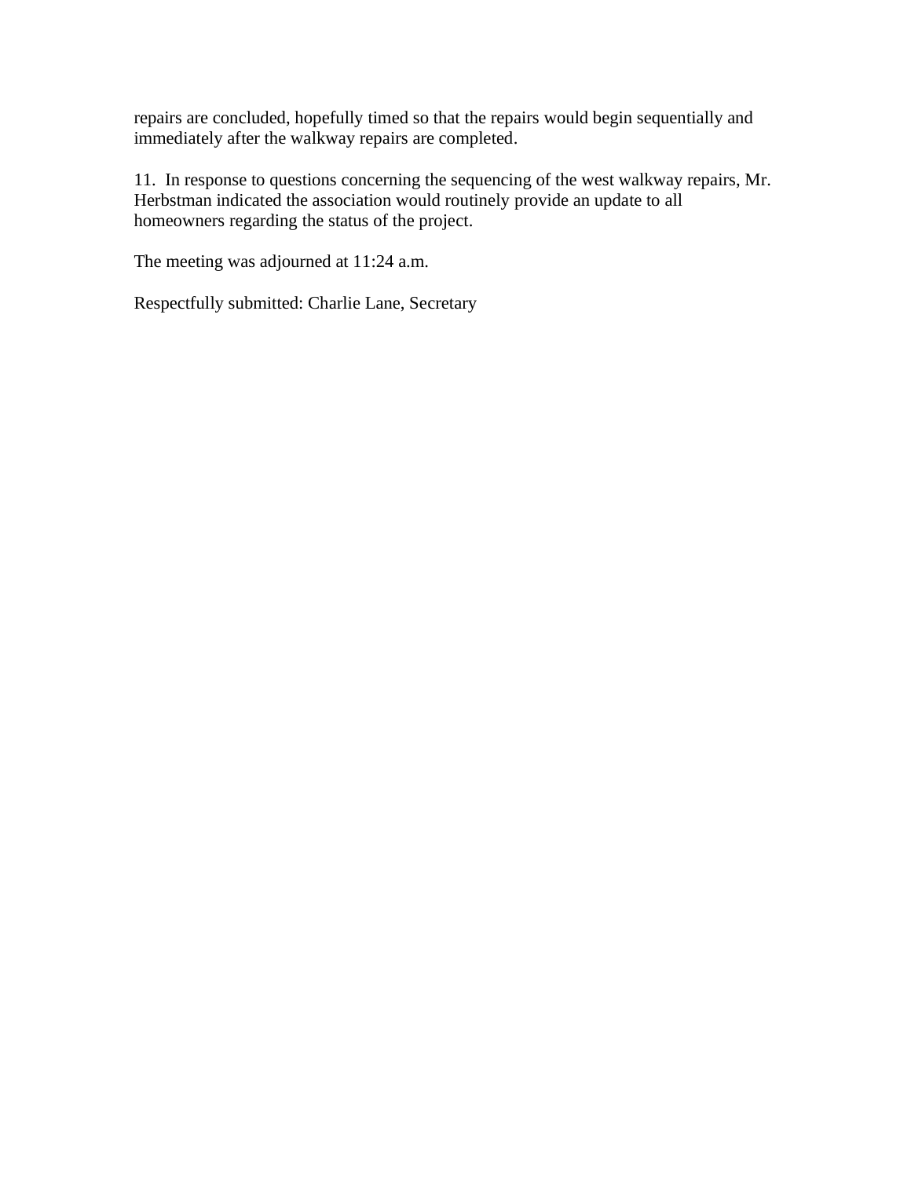repairs are concluded, hopefully timed so that the repairs would begin sequentially and immediately after the walkway repairs are completed.

11. In response to questions concerning the sequencing of the west walkway repairs, Mr. Herbstman indicated the association would routinely provide an update to all homeowners regarding the status of the project.

The meeting was adjourned at 11:24 a.m.

Respectfully submitted: Charlie Lane, Secretary